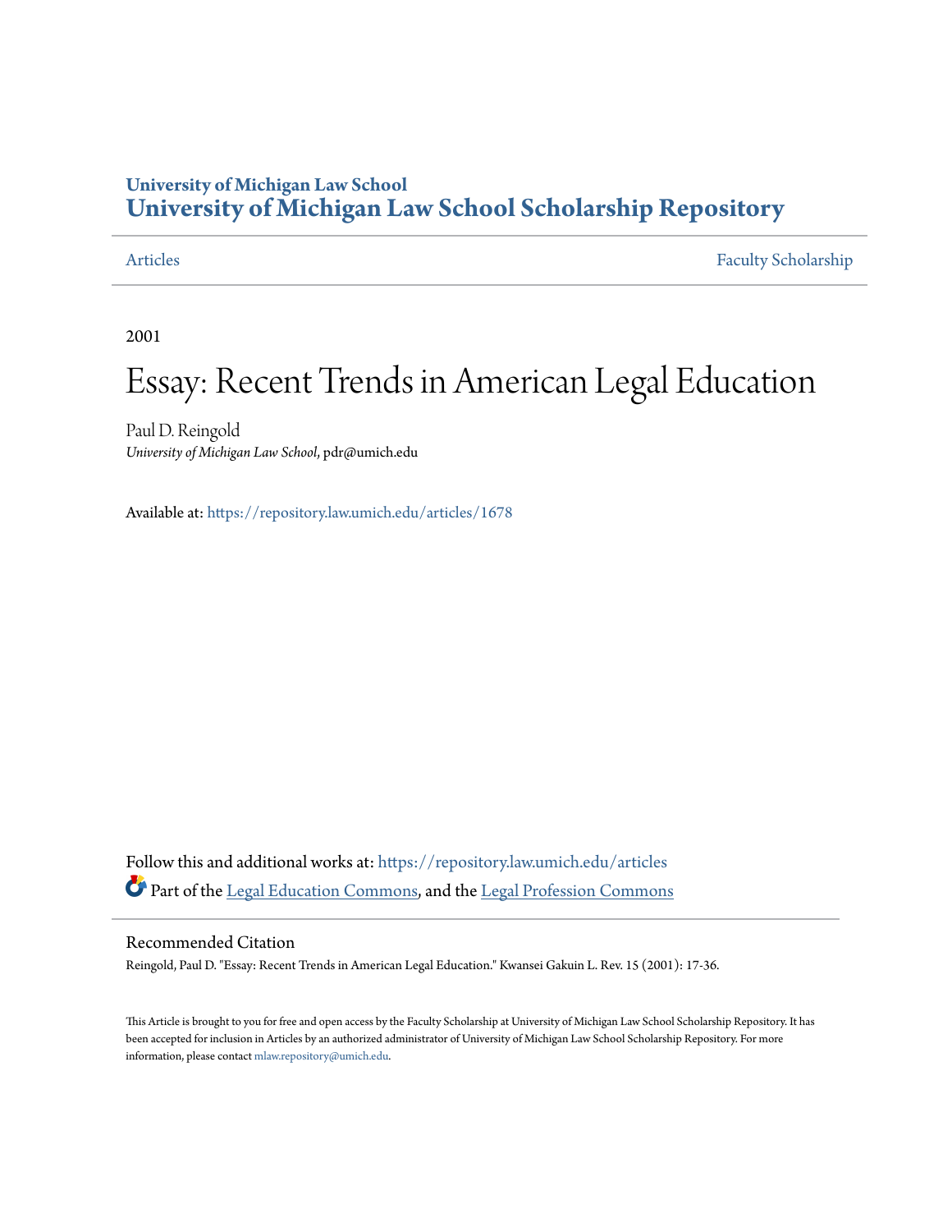# University of Michigan Law School
# University of Michigan Law School Scholarship Repository

Articles | Faculty Scholarship

2001

# Essay: Recent Trends in American Legal Education

Paul D. Reingold
*University of Michigan Law School*, pdr@umich.edu

Available at: https://repository.law.umich.edu/articles/1678

Follow this and additional works at: https://repository.law.umich.edu/articles

Part of the Legal Education Commons, and the Legal Profession Commons

## Recommended Citation

Reingold, Paul D. "Essay: Recent Trends in American Legal Education." Kwansei Gakuin L. Rev. 15 (2001): 17-36.

This Article is brought to you for free and open access by the Faculty Scholarship at University of Michigan Law School Scholarship Repository. It has been accepted for inclusion in Articles by an authorized administrator of University of Michigan Law School Scholarship Repository. For more information, please contact mlaw.repository@umich.edu.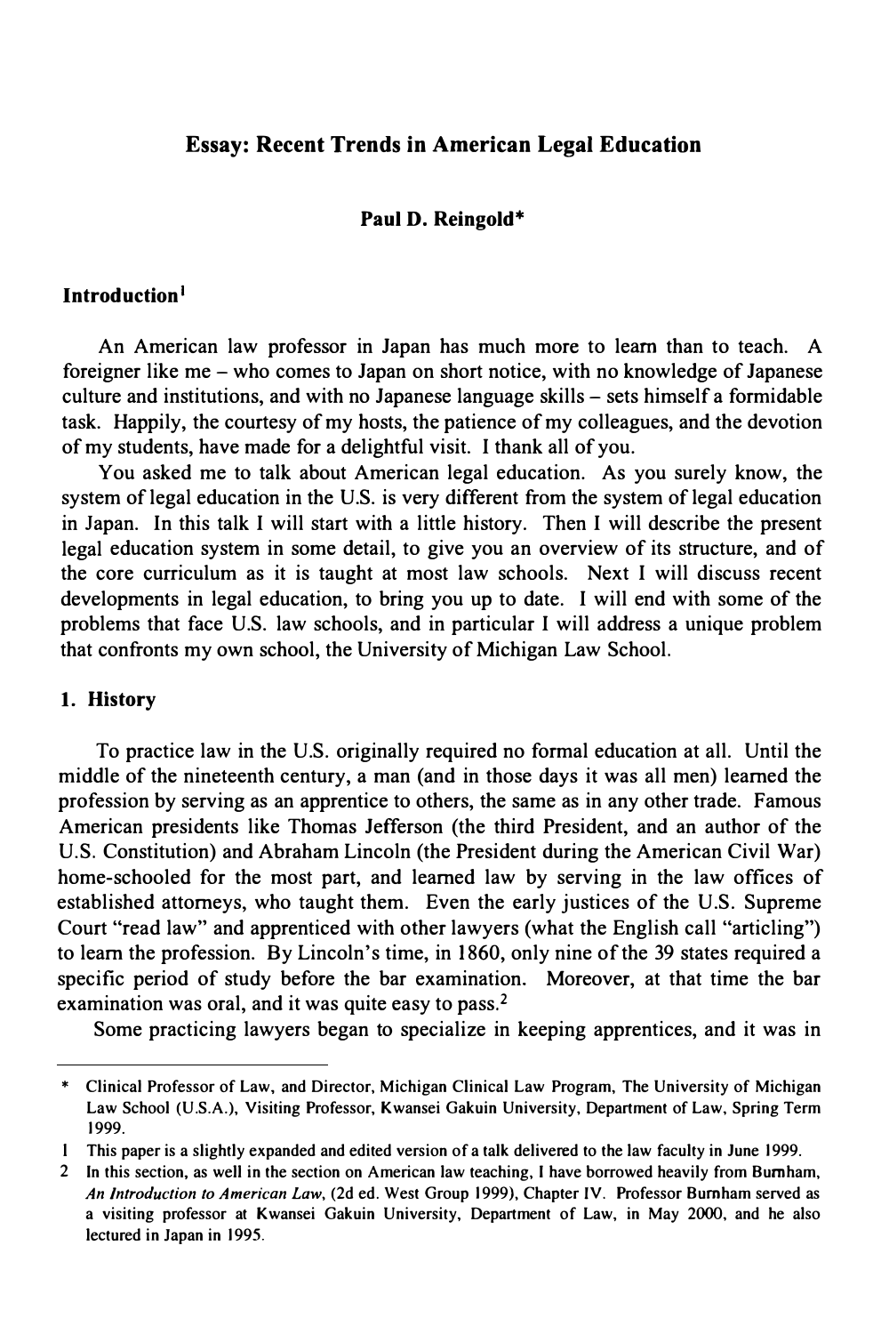# Essay: Recent Trends in American Legal Education

**Paul D. Reingold***

## Introduction[1]

An American law professor in Japan has much more to learn than to teach. A foreigner like me – who comes to Japan on short notice, with no knowledge of Japanese culture and institutions, and with no Japanese language skills – sets himself a formidable task. Happily, the courtesy of my hosts, the patience of my colleagues, and the devotion of my students, have made for a delightful visit. I thank all of you.

You asked me to talk about American legal education. As you surely know, the system of legal education in the U.S. is very different from the system of legal education in Japan. In this talk I will start with a little history. Then I will describe the present legal education system in some detail, to give you an overview of its structure, and of the core curriculum as it is taught at most law schools. Next I will discuss recent developments in legal education, to bring you up to date. I will end with some of the problems that face U.S. law schools, and in particular I will address a unique problem that confronts my own school, the University of Michigan Law School.

## 1. History

To practice law in the U.S. originally required no formal education at all. Until the middle of the nineteenth century, a man (and in those days it was all men) learned the profession by serving as an apprentice to others, the same as in any other trade. Famous American presidents like Thomas Jefferson (the third President, and an author of the U.S. Constitution) and Abraham Lincoln (the President during the American Civil War) home-schooled for the most part, and learned law by serving in the law offices of established attorneys, who taught them. Even the early justices of the U.S. Supreme Court "read law" and apprenticed with other lawyers (what the English call "articling") to learn the profession. By Lincoln's time, in 1860, only nine of the 39 states required a specific period of study before the bar examination. Moreover, at that time the bar examination was oral, and it was quite easy to pass.[2]

Some practicing lawyers began to specialize in keeping apprentices, and it was in

---

\* Clinical Professor of Law, and Director, Michigan Clinical Law Program, The University of Michigan Law School (U.S.A.), Visiting Professor, Kwansei Gakuin University, Department of Law, Spring Term 1999.

1 This paper is a slightly expanded and edited version of a talk delivered to the law faculty in June 1999.

2 In this section, as well in the section on American law teaching, I have borrowed heavily from Burnham, *An Introduction to American Law*, (2d ed. West Group 1999), Chapter IV. Professor Burnham served as a visiting professor at Kwansei Gakuin University, Department of Law, in May 2000, and he also lectured in Japan in 1995.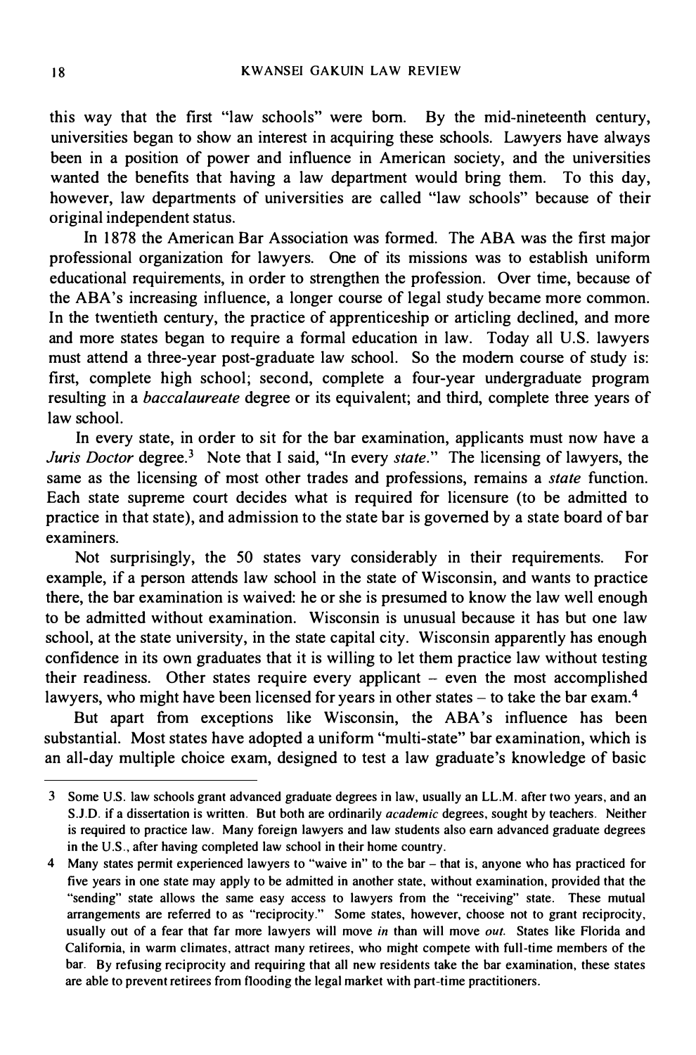this way that the first "law schools" were born. By the mid-nineteenth century, universities began to show an interest in acquiring these schools. Lawyers have always been in a position of power and influence in American society, and the universities wanted the benefits that having a law department would bring them. To this day, however, law departments of universities are called "law schools" because of their original independent status.

In 1878 the American Bar Association was formed. The ABA was the first major professional organization for lawyers. One of its missions was to establish uniform educational requirements, in order to strengthen the profession. Over time, because of the ABA's increasing influence, a longer course of legal study became more common. In the twentieth century, the practice of apprenticeship or articling declined, and more and more states began to require a formal education in law. Today all U.S. lawyers must attend a three-year post-graduate law school. So the modern course of study is: first, complete high school; second, complete a four-year undergraduate program resulting in a *baccalaureate* degree or its equivalent; and third, complete three years of law school.

In every state, in order to sit for the bar examination, applicants must now have a *Juris Doctor* degree.[3] Note that I said, "In every *state*." The licensing of lawyers, the same as the licensing of most other trades and professions, remains a *state* function. Each state supreme court decides what is required for licensure (to be admitted to practice in that state), and admission to the state bar is governed by a state board of bar examiners.

Not surprisingly, the 50 states vary considerably in their requirements. For example, if a person attends law school in the state of Wisconsin, and wants to practice there, the bar examination is waived: he or she is presumed to know the law well enough to be admitted without examination. Wisconsin is unusual because it has but one law school, at the state university, in the state capital city. Wisconsin apparently has enough confidence in its own graduates that it is willing to let them practice law without testing their readiness. Other states require every applicant – even the most accomplished lawyers, who might have been licensed for years in other states – to take the bar exam.[4]

But apart from exceptions like Wisconsin, the ABA's influence has been substantial. Most states have adopted a uniform "multi-state" bar examination, which is an all-day multiple choice exam, designed to test a law graduate's knowledge of basic

---

3 Some U.S. law schools grant advanced graduate degrees in law, usually an LL.M. after two years, and an S.J.D. if a dissertation is written. But both are ordinarily *academic* degrees, sought by teachers. Neither is required to practice law. Many foreign lawyers and law students also earn advanced graduate degrees in the U.S., after having completed law school in their home country.

4 Many states permit experienced lawyers to "waive in" to the bar – that is, anyone who has practiced for five years in one state may apply to be admitted in another state, without examination, provided that the "sending" state allows the same easy access to lawyers from the "receiving" state. These mutual arrangements are referred to as "reciprocity." Some states, however, choose not to grant reciprocity, usually out of a fear that far more lawyers will move *in* than will move *out*. States like Florida and California, in warm climates, attract many retirees, who might compete with full-time members of the bar. By refusing reciprocity and requiring that all new residents take the bar examination, these states are able to prevent retirees from flooding the legal market with part-time practitioners.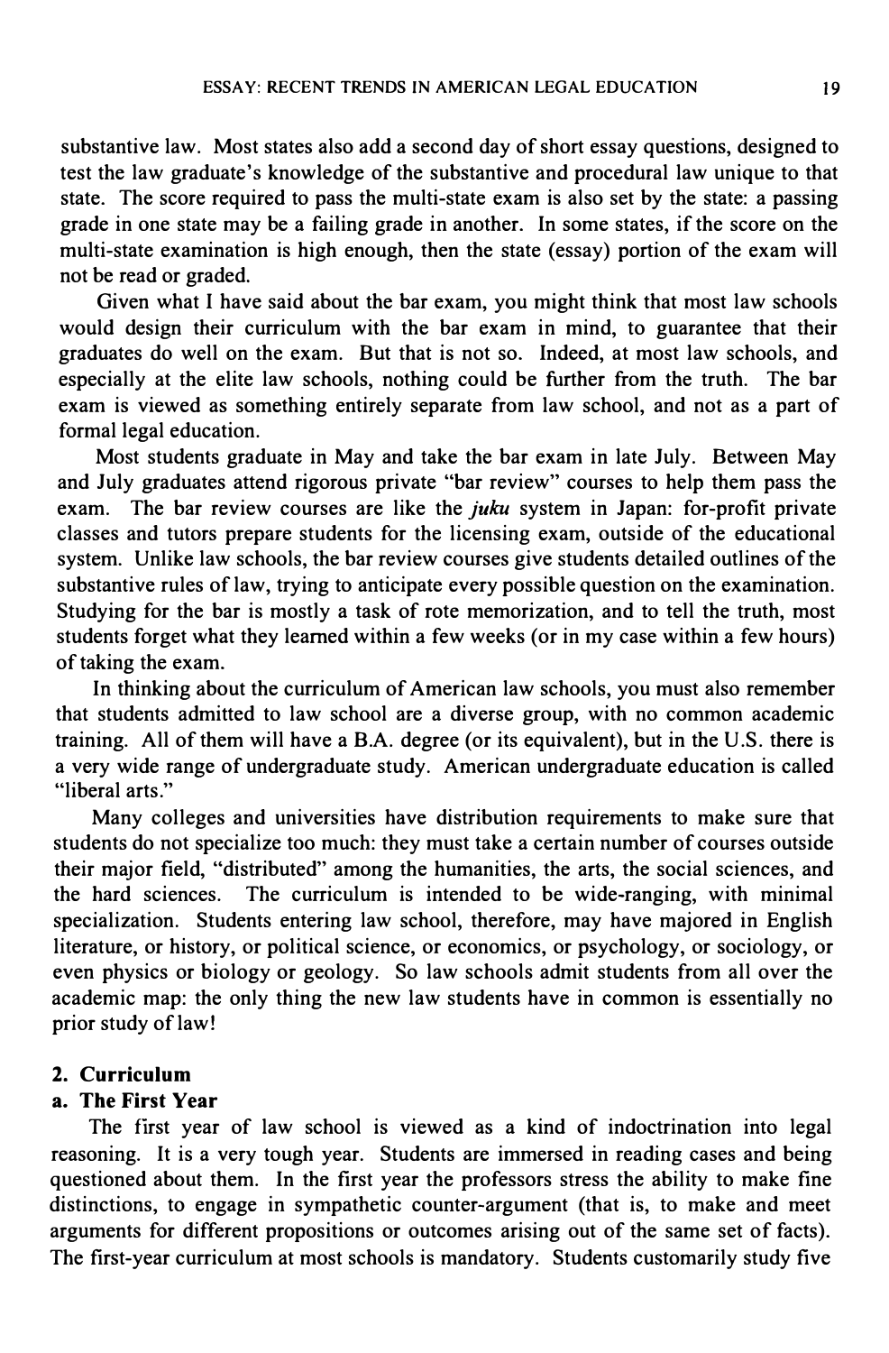substantive law. Most states also add a second day of short essay questions, designed to test the law graduate's knowledge of the substantive and procedural law unique to that state. The score required to pass the multi-state exam is also set by the state: a passing grade in one state may be a failing grade in another. In some states, if the score on the multi-state examination is high enough, then the state (essay) portion of the exam will not be read or graded.

Given what I have said about the bar exam, you might think that most law schools would design their curriculum with the bar exam in mind, to guarantee that their graduates do well on the exam. But that is not so. Indeed, at most law schools, and especially at the elite law schools, nothing could be further from the truth. The bar exam is viewed as something entirely separate from law school, and not as a part of formal legal education.

Most students graduate in May and take the bar exam in late July. Between May and July graduates attend rigorous private "bar review" courses to help them pass the exam. The bar review courses are like the *juku* system in Japan: for-profit private classes and tutors prepare students for the licensing exam, outside of the educational system. Unlike law schools, the bar review courses give students detailed outlines of the substantive rules of law, trying to anticipate every possible question on the examination. Studying for the bar is mostly a task of rote memorization, and to tell the truth, most students forget what they learned within a few weeks (or in my case within a few hours) of taking the exam.

In thinking about the curriculum of American law schools, you must also remember that students admitted to law school are a diverse group, with no common academic training. All of them will have a B.A. degree (or its equivalent), but in the U.S. there is a very wide range of undergraduate study. American undergraduate education is called "liberal arts."

Many colleges and universities have distribution requirements to make sure that students do not specialize too much: they must take a certain number of courses outside their major field, "distributed" among the humanities, the arts, the social sciences, and the hard sciences. The curriculum is intended to be wide-ranging, with minimal specialization. Students entering law school, therefore, may have majored in English literature, or history, or political science, or economics, or psychology, or sociology, or even physics or biology or geology. So law schools admit students from all over the academic map: the only thing the new law students have in common is essentially no prior study of law!

### 2. Curriculum

#### a. The First Year

The first year of law school is viewed as a kind of indoctrination into legal reasoning. It is a very tough year. Students are immersed in reading cases and being questioned about them. In the first year the professors stress the ability to make fine distinctions, to engage in sympathetic counter-argument (that is, to make and meet arguments for different propositions or outcomes arising out of the same set of facts). The first-year curriculum at most schools is mandatory. Students customarily study five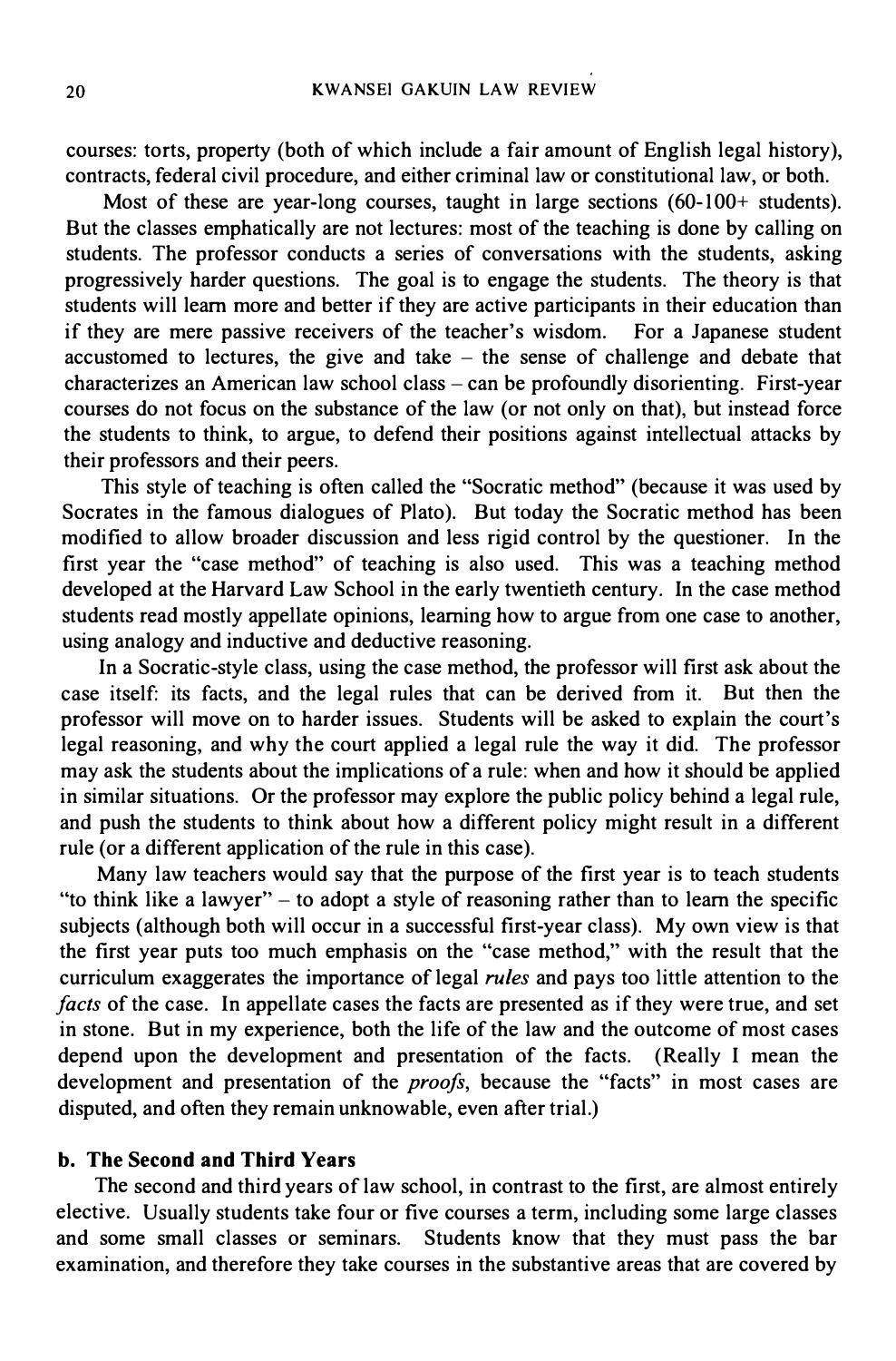courses: torts, property (both of which include a fair amount of English legal history), contracts, federal civil procedure, and either criminal law or constitutional law, or both.

Most of these are year-long courses, taught in large sections (60-100+ students). But the classes emphatically are not lectures: most of the teaching is done by calling on students. The professor conducts a series of conversations with the students, asking progressively harder questions. The goal is to engage the students. The theory is that students will learn more and better if they are active participants in their education than if they are mere passive receivers of the teacher's wisdom. For a Japanese student accustomed to lectures, the give and take – the sense of challenge and debate that characterizes an American law school class – can be profoundly disorienting. First-year courses do not focus on the substance of the law (or not only on that), but instead force the students to think, to argue, to defend their positions against intellectual attacks by their professors and their peers.

This style of teaching is often called the "Socratic method" (because it was used by Socrates in the famous dialogues of Plato). But today the Socratic method has been modified to allow broader discussion and less rigid control by the questioner. In the first year the "case method" of teaching is also used. This was a teaching method developed at the Harvard Law School in the early twentieth century. In the case method students read mostly appellate opinions, learning how to argue from one case to another, using analogy and inductive and deductive reasoning.

In a Socratic-style class, using the case method, the professor will first ask about the case itself: its facts, and the legal rules that can be derived from it. But then the professor will move on to harder issues. Students will be asked to explain the court's legal reasoning, and why the court applied a legal rule the way it did. The professor may ask the students about the implications of a rule: when and how it should be applied in similar situations. Or the professor may explore the public policy behind a legal rule, and push the students to think about how a different policy might result in a different rule (or a different application of the rule in this case).

Many law teachers would say that the purpose of the first year is to teach students "to think like a lawyer" – to adopt a style of reasoning rather than to learn the specific subjects (although both will occur in a successful first-year class). My own view is that the first year puts too much emphasis on the "case method," with the result that the curriculum exaggerates the importance of legal *rules* and pays too little attention to the *facts* of the case. In appellate cases the facts are presented as if they were true, and set in stone. But in my experience, both the life of the law and the outcome of most cases depend upon the development and presentation of the facts. (Really I mean the development and presentation of the *proofs*, because the "facts" in most cases are disputed, and often they remain unknowable, even after trial.)

### b. The Second and Third Years

The second and third years of law school, in contrast to the first, are almost entirely elective. Usually students take four or five courses a term, including some large classes and some small classes or seminars. Students know that they must pass the bar examination, and therefore they take courses in the substantive areas that are covered by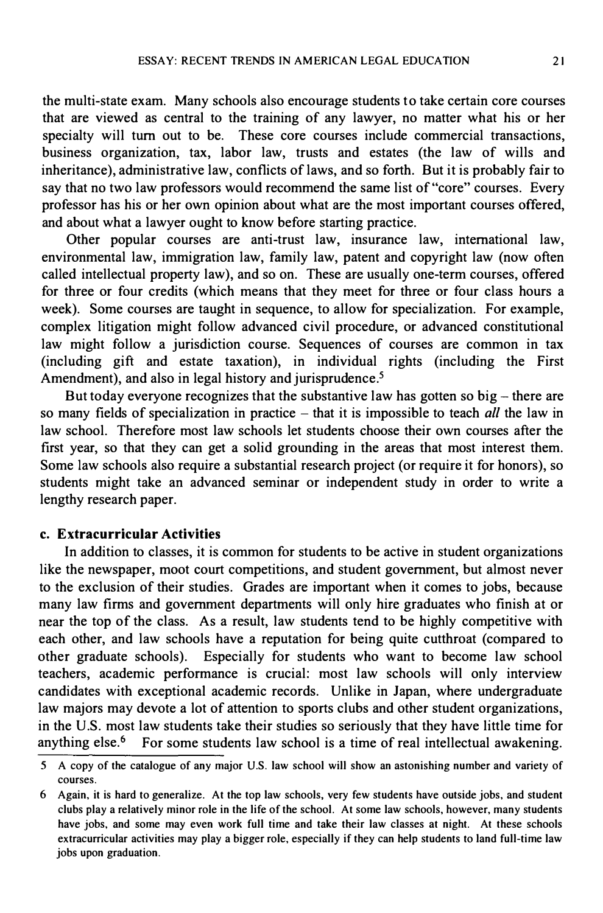the multi-state exam. Many schools also encourage students to take certain core courses that are viewed as central to the training of any lawyer, no matter what his or her specialty will turn out to be. These core courses include commercial transactions, business organization, tax, labor law, trusts and estates (the law of wills and inheritance), administrative law, conflicts of laws, and so forth. But it is probably fair to say that no two law professors would recommend the same list of "core" courses. Every professor has his or her own opinion about what are the most important courses offered, and about what a lawyer ought to know before starting practice.

Other popular courses are anti-trust law, insurance law, international law, environmental law, immigration law, family law, patent and copyright law (now often called intellectual property law), and so on. These are usually one-term courses, offered for three or four credits (which means that they meet for three or four class hours a week). Some courses are taught in sequence, to allow for specialization. For example, complex litigation might follow advanced civil procedure, or advanced constitutional law might follow a jurisdiction course. Sequences of courses are common in tax (including gift and estate taxation), in individual rights (including the First Amendment), and also in legal history and jurisprudence.[5]

But today everyone recognizes that the substantive law has gotten so big – there are so many fields of specialization in practice – that it is impossible to teach *all* the law in law school. Therefore most law schools let students choose their own courses after the first year, so that they can get a solid grounding in the areas that most interest them. Some law schools also require a substantial research project (or require it for honors), so students might take an advanced seminar or independent study in order to write a lengthy research paper.

### c. Extracurricular Activities

In addition to classes, it is common for students to be active in student organizations like the newspaper, moot court competitions, and student government, but almost never to the exclusion of their studies. Grades are important when it comes to jobs, because many law firms and government departments will only hire graduates who finish at or near the top of the class. As a result, law students tend to be highly competitive with each other, and law schools have a reputation for being quite cutthroat (compared to other graduate schools). Especially for students who want to become law school teachers, academic performance is crucial: most law schools will only interview candidates with exceptional academic records. Unlike in Japan, where undergraduate law majors may devote a lot of attention to sports clubs and other student organizations, in the U.S. most law students take their studies so seriously that they have little time for anything else.[6] For some students law school is a time of real intellectual awakening.

---

5 A copy of the catalogue of any major U.S. law school will show an astonishing number and variety of courses.

6 Again, it is hard to generalize. At the top law schools, very few students have outside jobs, and student clubs play a relatively minor role in the life of the school. At some law schools, however, many students have jobs, and some may even work full time and take their law classes at night. At these schools extracurricular activities may play a bigger role, especially if they can help students to land full-time law jobs upon graduation.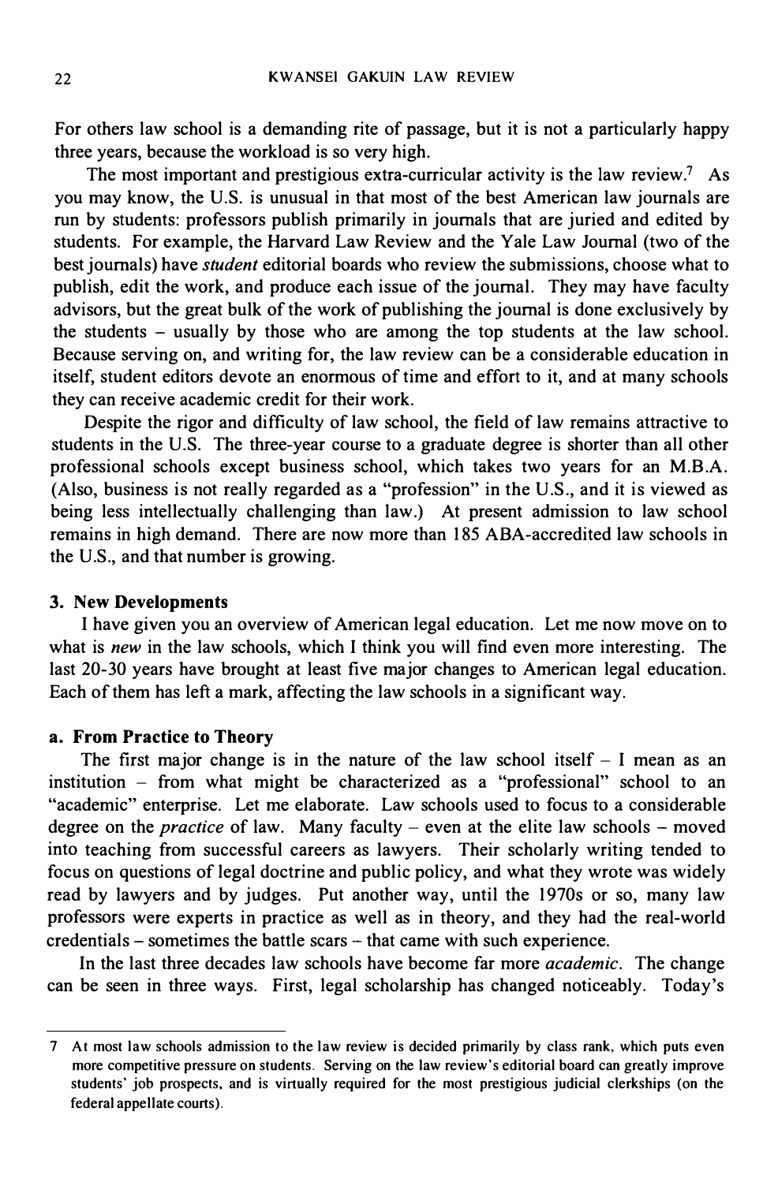For others law school is a demanding rite of passage, but it is not a particularly happy three years, because the workload is so very high.

The most important and prestigious extra-curricular activity is the law review.[7] As you may know, the U.S. is unusual in that most of the best American law journals are run by students: professors publish primarily in journals that are juried and edited by students. For example, the Harvard Law Review and the Yale Law Journal (two of the best journals) have *student* editorial boards who review the submissions, choose what to publish, edit the work, and produce each issue of the journal. They may have faculty advisors, but the great bulk of the work of publishing the journal is done exclusively by the students – usually by those who are among the top students at the law school. Because serving on, and writing for, the law review can be a considerable education in itself, student editors devote an enormous of time and effort to it, and at many schools they can receive academic credit for their work.

Despite the rigor and difficulty of law school, the field of law remains attractive to students in the U.S. The three-year course to a graduate degree is shorter than all other professional schools except business school, which takes two years for an M.B.A. (Also, business is not really regarded as a "profession" in the U.S., and it is viewed as being less intellectually challenging than law.) At present admission to law school remains in high demand. There are now more than 185 ABA-accredited law schools in the U.S., and that number is growing.

### 3. New Developments

I have given you an overview of American legal education. Let me now move on to what is *new* in the law schools, which I think you will find even more interesting. The last 20-30 years have brought at least five major changes to American legal education. Each of them has left a mark, affecting the law schools in a significant way.

#### a. From Practice to Theory

The first major change is in the nature of the law school itself – I mean as an institution – from what might be characterized as a "professional" school to an "academic" enterprise. Let me elaborate. Law schools used to focus to a considerable degree on the *practice* of law. Many faculty – even at the elite law schools – moved into teaching from successful careers as lawyers. Their scholarly writing tended to focus on questions of legal doctrine and public policy, and what they wrote was widely read by lawyers and by judges. Put another way, until the 1970s or so, many law professors were experts in practice as well as in theory, and they had the real-world credentials – sometimes the battle scars – that came with such experience.

In the last three decades law schools have become far more *academic*. The change can be seen in three ways. First, legal scholarship has changed noticeably. Today's

---

7 At most law schools admission to the law review is decided primarily by class rank, which puts even more competitive pressure on students. Serving on the law review's editorial board can greatly improve students' job prospects, and is virtually required for the most prestigious judicial clerkships (on the federal appellate courts).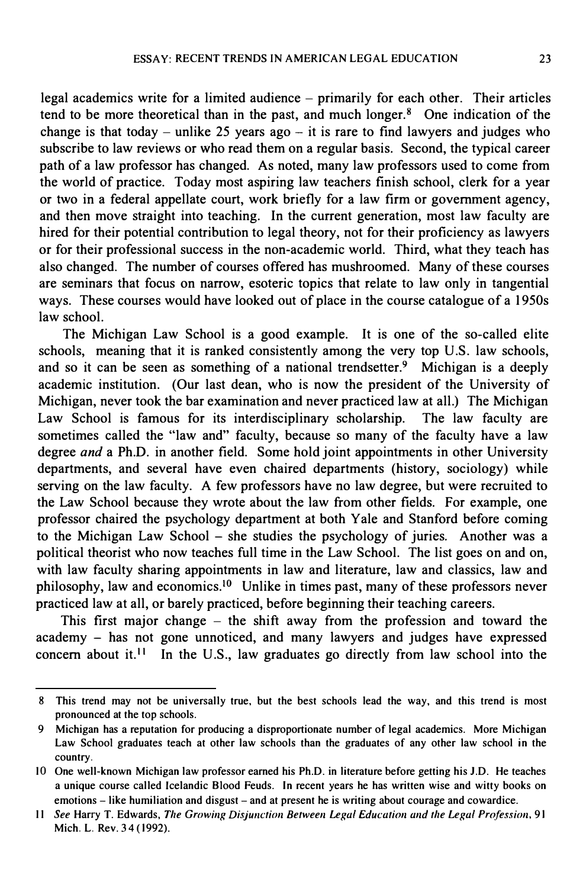legal academics write for a limited audience – primarily for each other. Their articles tend to be more theoretical than in the past, and much longer.[8] One indication of the change is that today – unlike 25 years ago – it is rare to find lawyers and judges who subscribe to law reviews or who read them on a regular basis. Second, the typical career path of a law professor has changed. As noted, many law professors used to come from the world of practice. Today most aspiring law teachers finish school, clerk for a year or two in a federal appellate court, work briefly for a law firm or government agency, and then move straight into teaching. In the current generation, most law faculty are hired for their potential contribution to legal theory, not for their proficiency as lawyers or for their professional success in the non-academic world. Third, what they teach has also changed. The number of courses offered has mushroomed. Many of these courses are seminars that focus on narrow, esoteric topics that relate to law only in tangential ways. These courses would have looked out of place in the course catalogue of a 1950s law school.

The Michigan Law School is a good example. It is one of the so-called elite schools, meaning that it is ranked consistently among the very top U.S. law schools, and so it can be seen as something of a national trendsetter.[9] Michigan is a deeply academic institution. (Our last dean, who is now the president of the University of Michigan, never took the bar examination and never practiced law at all.) The Michigan Law School is famous for its interdisciplinary scholarship. The law faculty are sometimes called the "law and" faculty, because so many of the faculty have a law degree *and* a Ph.D. in another field. Some hold joint appointments in other University departments, and several have even chaired departments (history, sociology) while serving on the law faculty. A few professors have no law degree, but were recruited to the Law School because they wrote about the law from other fields. For example, one professor chaired the psychology department at both Yale and Stanford before coming to the Michigan Law School – she studies the psychology of juries. Another was a political theorist who now teaches full time in the Law School. The list goes on and on, with law faculty sharing appointments in law and literature, law and classics, law and philosophy, law and economics.[10] Unlike in times past, many of these professors never practiced law at all, or barely practiced, before beginning their teaching careers.

This first major change – the shift away from the profession and toward the academy – has not gone unnoticed, and many lawyers and judges have expressed concern about it.[11] In the U.S., law graduates go directly from law school into the

---

8 This trend may not be universally true, but the best schools lead the way, and this trend is most pronounced at the top schools.

9 Michigan has a reputation for producing a disproportionate number of legal academics. More Michigan Law School graduates teach at other law schools than the graduates of any other law school in the country.

10 One well-known Michigan law professor earned his Ph.D. in literature before getting his J.D. He teaches a unique course called Icelandic Blood Feuds. In recent years he has written wise and witty books on emotions – like humiliation and disgust – and at present he is writing about courage and cowardice.

11 *See* Harry T. Edwards, *The Growing Disjunction Between Legal Education and the Legal Profession*, 91 Mich. L. Rev. 34 (1992).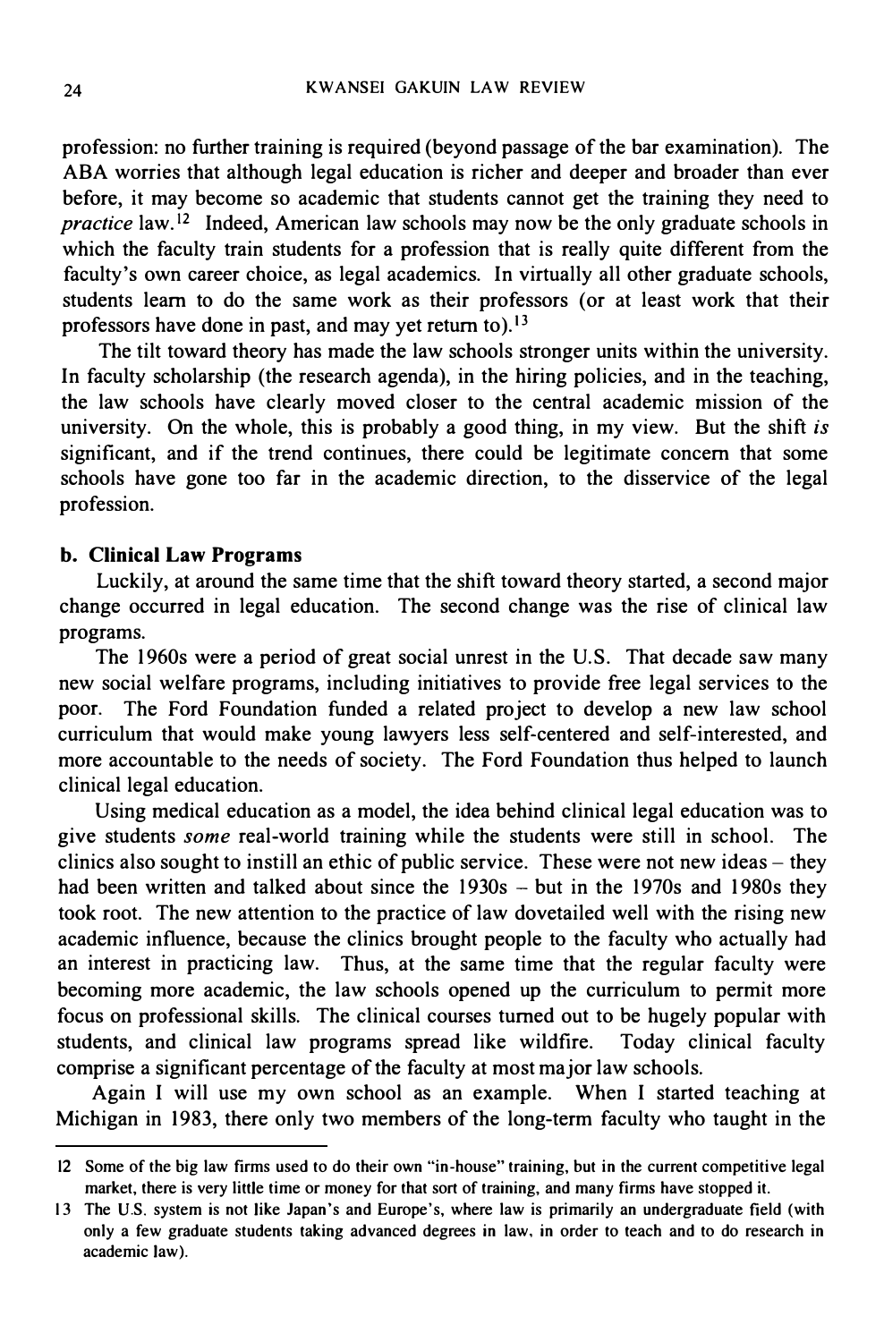profession: no further training is required (beyond passage of the bar examination). The ABA worries that although legal education is richer and deeper and broader than ever before, it may become so academic that students cannot get the training they need to *practice* law.[12] Indeed, American law schools may now be the only graduate schools in which the faculty train students for a profession that is really quite different from the faculty's own career choice, as legal academics. In virtually all other graduate schools, students learn to do the same work as their professors (or at least work that their professors have done in past, and may yet return to).[13]

The tilt toward theory has made the law schools stronger units within the university. In faculty scholarship (the research agenda), in the hiring policies, and in the teaching, the law schools have clearly moved closer to the central academic mission of the university. On the whole, this is probably a good thing, in my view. But the shift *is* significant, and if the trend continues, there could be legitimate concern that some schools have gone too far in the academic direction, to the disservice of the legal profession.

**b. Clinical Law Programs**

Luckily, at around the same time that the shift toward theory started, a second major change occurred in legal education. The second change was the rise of clinical law programs.

The 1960s were a period of great social unrest in the U.S. That decade saw many new social welfare programs, including initiatives to provide free legal services to the poor. The Ford Foundation funded a related project to develop a new law school curriculum that would make young lawyers less self-centered and self-interested, and more accountable to the needs of society. The Ford Foundation thus helped to launch clinical legal education.

Using medical education as a model, the idea behind clinical legal education was to give students *some* real-world training while the students were still in school. The clinics also sought to instill an ethic of public service. These were not new ideas – they had been written and talked about since the 1930s – but in the 1970s and 1980s they took root. The new attention to the practice of law dovetailed well with the rising new academic influence, because the clinics brought people to the faculty who actually had an interest in practicing law. Thus, at the same time that the regular faculty were becoming more academic, the law schools opened up the curriculum to permit more focus on professional skills. The clinical courses turned out to be hugely popular with students, and clinical law programs spread like wildfire. Today clinical faculty comprise a significant percentage of the faculty at most major law schools.

Again I will use my own school as an example. When I started teaching at Michigan in 1983, there only two members of the long-term faculty who taught in the

---

12 Some of the big law firms used to do their own "in-house" training, but in the current competitive legal market, there is very little time or money for that sort of training, and many firms have stopped it.

13 The U.S. system is not like Japan's and Europe's, where law is primarily an undergraduate field (with only a few graduate students taking advanced degrees in law, in order to teach and to do research in academic law).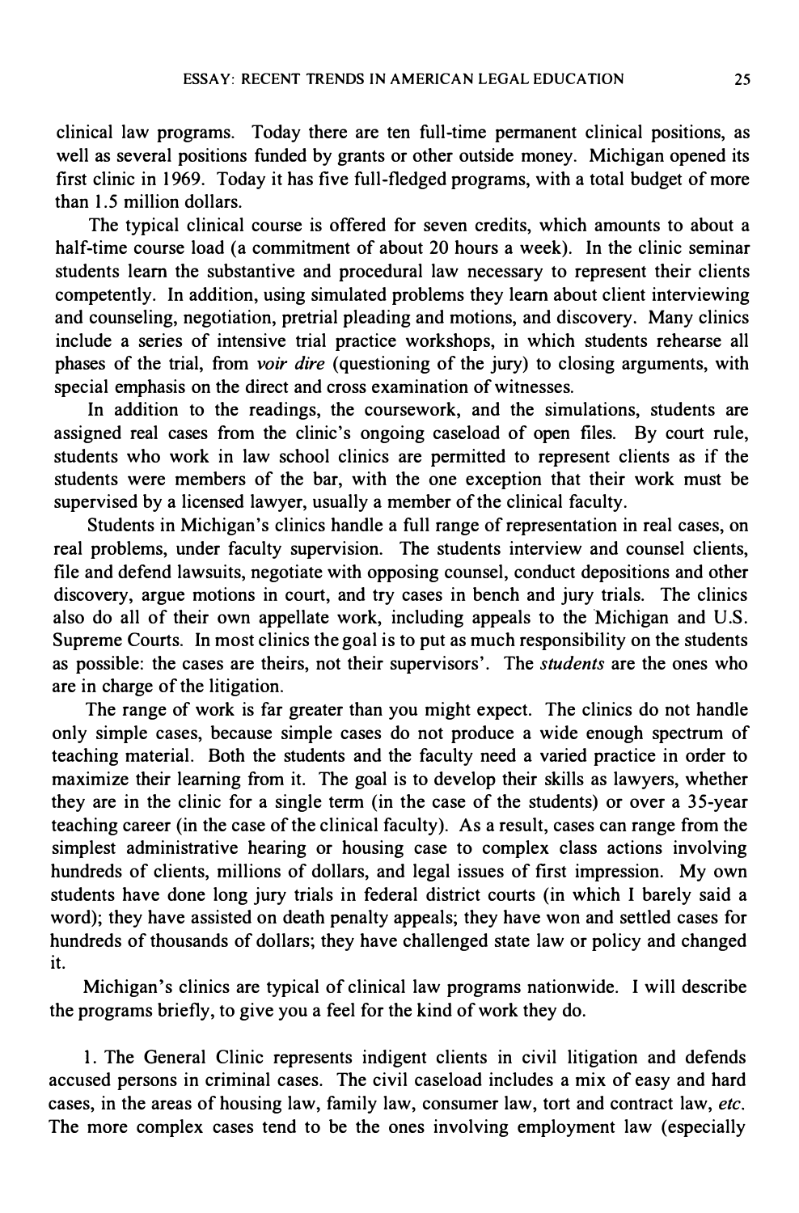clinical law programs. Today there are ten full-time permanent clinical positions, as well as several positions funded by grants or other outside money. Michigan opened its first clinic in 1969. Today it has five full-fledged programs, with a total budget of more than 1.5 million dollars.

The typical clinical course is offered for seven credits, which amounts to about a half-time course load (a commitment of about 20 hours a week). In the clinic seminar students learn the substantive and procedural law necessary to represent their clients competently. In addition, using simulated problems they learn about client interviewing and counseling, negotiation, pretrial pleading and motions, and discovery. Many clinics include a series of intensive trial practice workshops, in which students rehearse all phases of the trial, from *voir dire* (questioning of the jury) to closing arguments, with special emphasis on the direct and cross examination of witnesses.

In addition to the readings, the coursework, and the simulations, students are assigned real cases from the clinic's ongoing caseload of open files. By court rule, students who work in law school clinics are permitted to represent clients as if the students were members of the bar, with the one exception that their work must be supervised by a licensed lawyer, usually a member of the clinical faculty.

Students in Michigan's clinics handle a full range of representation in real cases, on real problems, under faculty supervision. The students interview and counsel clients, file and defend lawsuits, negotiate with opposing counsel, conduct depositions and other discovery, argue motions in court, and try cases in bench and jury trials. The clinics also do all of their own appellate work, including appeals to the Michigan and U.S. Supreme Courts. In most clinics the goal is to put as much responsibility on the students as possible: the cases are theirs, not their supervisors'. The *students* are the ones who are in charge of the litigation.

The range of work is far greater than you might expect. The clinics do not handle only simple cases, because simple cases do not produce a wide enough spectrum of teaching material. Both the students and the faculty need a varied practice in order to maximize their learning from it. The goal is to develop their skills as lawyers, whether they are in the clinic for a single term (in the case of the students) or over a 35-year teaching career (in the case of the clinical faculty). As a result, cases can range from the simplest administrative hearing or housing case to complex class actions involving hundreds of clients, millions of dollars, and legal issues of first impression. My own students have done long jury trials in federal district courts (in which I barely said a word); they have assisted on death penalty appeals; they have won and settled cases for hundreds of thousands of dollars; they have challenged state law or policy and changed it.

Michigan's clinics are typical of clinical law programs nationwide. I will describe the programs briefly, to give you a feel for the kind of work they do.

1. The General Clinic represents indigent clients in civil litigation and defends accused persons in criminal cases. The civil caseload includes a mix of easy and hard cases, in the areas of housing law, family law, consumer law, tort and contract law, *etc.* The more complex cases tend to be the ones involving employment law (especially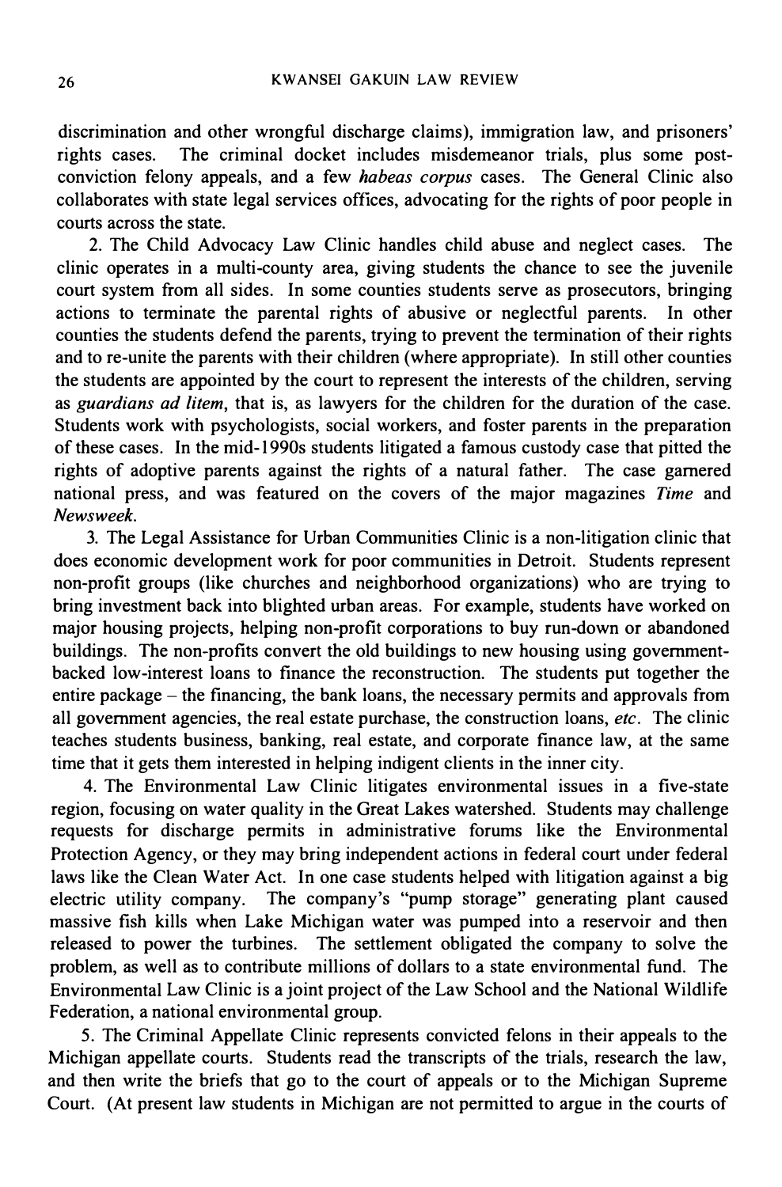discrimination and other wrongful discharge claims), immigration law, and prisoners' rights cases. The criminal docket includes misdemeanor trials, plus some post-conviction felony appeals, and a few *habeas corpus* cases. The General Clinic also collaborates with state legal services offices, advocating for the rights of poor people in courts across the state.

2. The Child Advocacy Law Clinic handles child abuse and neglect cases. The clinic operates in a multi-county area, giving students the chance to see the juvenile court system from all sides. In some counties students serve as prosecutors, bringing actions to terminate the parental rights of abusive or neglectful parents. In other counties the students defend the parents, trying to prevent the termination of their rights and to re-unite the parents with their children (where appropriate). In still other counties the students are appointed by the court to represent the interests of the children, serving as *guardians ad litem*, that is, as lawyers for the children for the duration of the case. Students work with psychologists, social workers, and foster parents in the preparation of these cases. In the mid-1990s students litigated a famous custody case that pitted the rights of adoptive parents against the rights of a natural father. The case garnered national press, and was featured on the covers of the major magazines *Time* and *Newsweek*.

3. The Legal Assistance for Urban Communities Clinic is a non-litigation clinic that does economic development work for poor communities in Detroit. Students represent non-profit groups (like churches and neighborhood organizations) who are trying to bring investment back into blighted urban areas. For example, students have worked on major housing projects, helping non-profit corporations to buy run-down or abandoned buildings. The non-profits convert the old buildings to new housing using government-backed low-interest loans to finance the reconstruction. The students put together the entire package – the financing, the bank loans, the necessary permits and approvals from all government agencies, the real estate purchase, the construction loans, *etc*. The clinic teaches students business, banking, real estate, and corporate finance law, at the same time that it gets them interested in helping indigent clients in the inner city.

4. The Environmental Law Clinic litigates environmental issues in a five-state region, focusing on water quality in the Great Lakes watershed. Students may challenge requests for discharge permits in administrative forums like the Environmental Protection Agency, or they may bring independent actions in federal court under federal laws like the Clean Water Act. In one case students helped with litigation against a big electric utility company. The company's "pump storage" generating plant caused massive fish kills when Lake Michigan water was pumped into a reservoir and then released to power the turbines. The settlement obligated the company to solve the problem, as well as to contribute millions of dollars to a state environmental fund. The Environmental Law Clinic is a joint project of the Law School and the National Wildlife Federation, a national environmental group.

5. The Criminal Appellate Clinic represents convicted felons in their appeals to the Michigan appellate courts. Students read the transcripts of the trials, research the law, and then write the briefs that go to the court of appeals or to the Michigan Supreme Court. (At present law students in Michigan are not permitted to argue in the courts of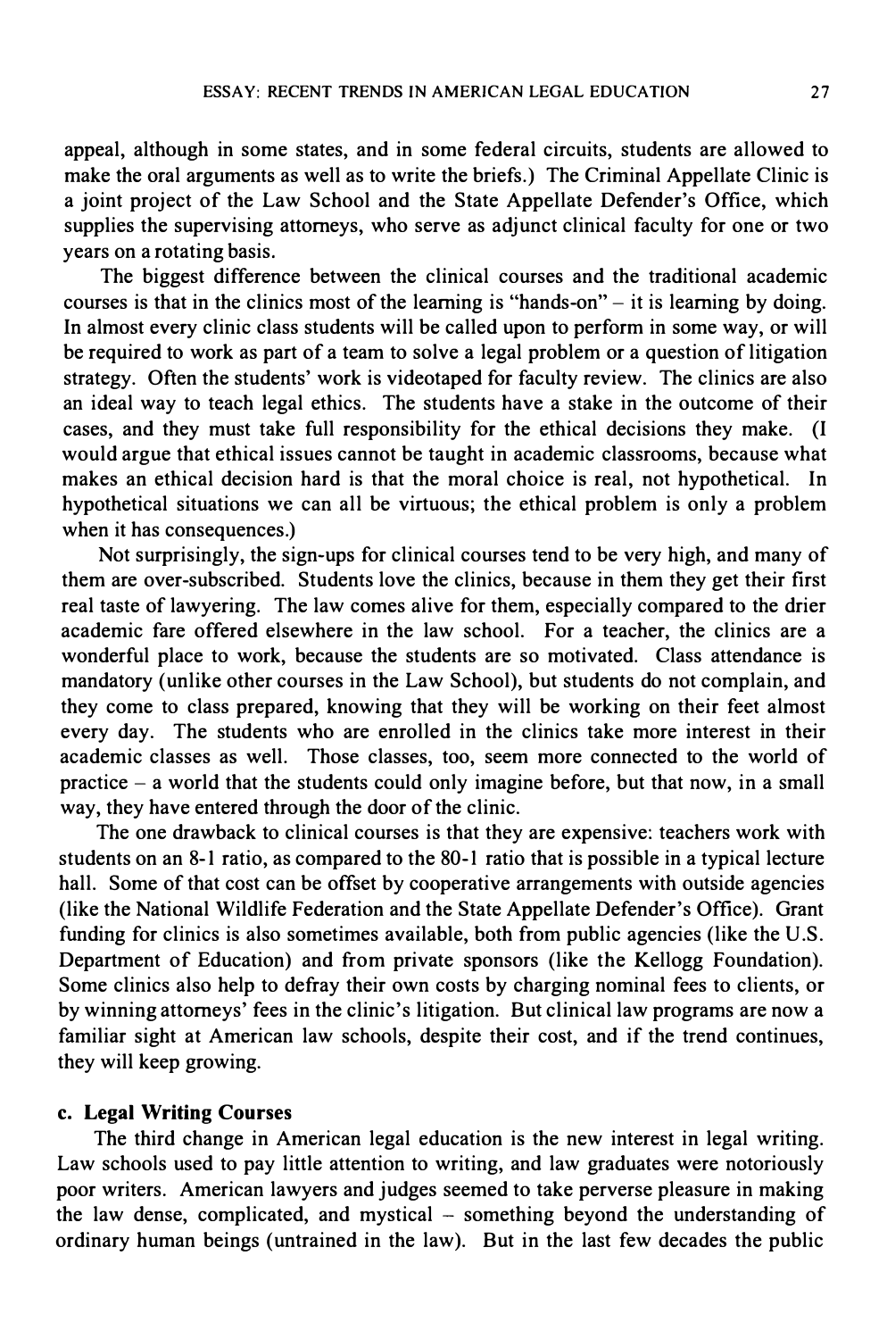appeal, although in some states, and in some federal circuits, students are allowed to make the oral arguments as well as to write the briefs.) The Criminal Appellate Clinic is a joint project of the Law School and the State Appellate Defender's Office, which supplies the supervising attorneys, who serve as adjunct clinical faculty for one or two years on a rotating basis.

The biggest difference between the clinical courses and the traditional academic courses is that in the clinics most of the learning is "hands-on" – it is learning by doing. In almost every clinic class students will be called upon to perform in some way, or will be required to work as part of a team to solve a legal problem or a question of litigation strategy. Often the students' work is videotaped for faculty review. The clinics are also an ideal way to teach legal ethics. The students have a stake in the outcome of their cases, and they must take full responsibility for the ethical decisions they make. (I would argue that ethical issues cannot be taught in academic classrooms, because what makes an ethical decision hard is that the moral choice is real, not hypothetical. In hypothetical situations we can all be virtuous; the ethical problem is only a problem when it has consequences.)

Not surprisingly, the sign-ups for clinical courses tend to be very high, and many of them are over-subscribed. Students love the clinics, because in them they get their first real taste of lawyering. The law comes alive for them, especially compared to the drier academic fare offered elsewhere in the law school. For a teacher, the clinics are a wonderful place to work, because the students are so motivated. Class attendance is mandatory (unlike other courses in the Law School), but students do not complain, and they come to class prepared, knowing that they will be working on their feet almost every day. The students who are enrolled in the clinics take more interest in their academic classes as well. Those classes, too, seem more connected to the world of practice – a world that the students could only imagine before, but that now, in a small way, they have entered through the door of the clinic.

The one drawback to clinical courses is that they are expensive: teachers work with students on an 8-1 ratio, as compared to the 80-1 ratio that is possible in a typical lecture hall. Some of that cost can be offset by cooperative arrangements with outside agencies (like the National Wildlife Federation and the State Appellate Defender's Office). Grant funding for clinics is also sometimes available, both from public agencies (like the U.S. Department of Education) and from private sponsors (like the Kellogg Foundation). Some clinics also help to defray their own costs by charging nominal fees to clients, or by winning attorneys' fees in the clinic's litigation. But clinical law programs are now a familiar sight at American law schools, despite their cost, and if the trend continues, they will keep growing.

#### c. Legal Writing Courses

The third change in American legal education is the new interest in legal writing. Law schools used to pay little attention to writing, and law graduates were notoriously poor writers. American lawyers and judges seemed to take perverse pleasure in making the law dense, complicated, and mystical – something beyond the understanding of ordinary human beings (untrained in the law). But in the last few decades the public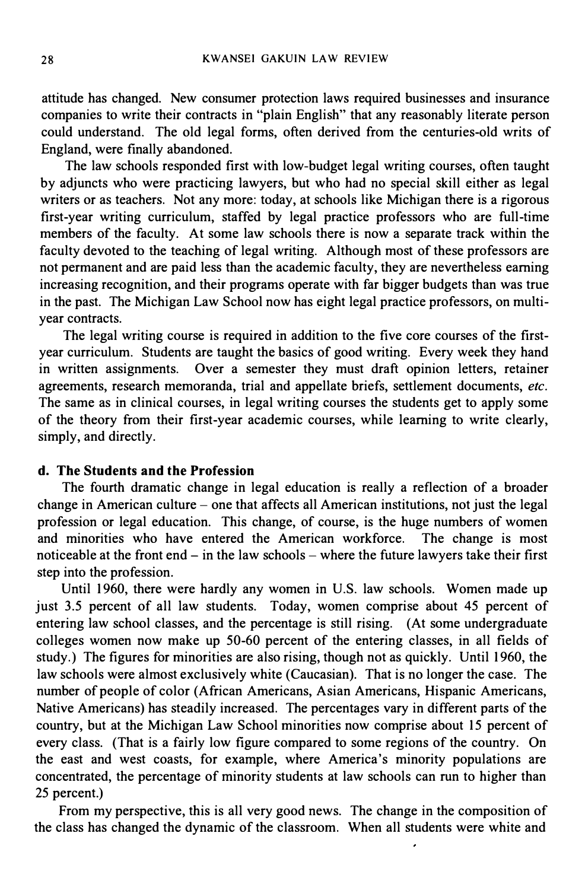attitude has changed. New consumer protection laws required businesses and insurance companies to write their contracts in "plain English" that any reasonably literate person could understand. The old legal forms, often derived from the centuries-old writs of England, were finally abandoned.

The law schools responded first with low-budget legal writing courses, often taught by adjuncts who were practicing lawyers, but who had no special skill either as legal writers or as teachers. Not any more: today, at schools like Michigan there is a rigorous first-year writing curriculum, staffed by legal practice professors who are full-time members of the faculty. At some law schools there is now a separate track within the faculty devoted to the teaching of legal writing. Although most of these professors are not permanent and are paid less than the academic faculty, they are nevertheless earning increasing recognition, and their programs operate with far bigger budgets than was true in the past. The Michigan Law School now has eight legal practice professors, on multi-year contracts.

The legal writing course is required in addition to the five core courses of the first-year curriculum. Students are taught the basics of good writing. Every week they hand in written assignments. Over a semester they must draft opinion letters, retainer agreements, research memoranda, trial and appellate briefs, settlement documents, *etc.* The same as in clinical courses, in legal writing courses the students get to apply some of the theory from their first-year academic courses, while learning to write clearly, simply, and directly.

**d. The Students and the Profession**

The fourth dramatic change in legal education is really a reflection of a broader change in American culture – one that affects all American institutions, not just the legal profession or legal education. This change, of course, is the huge numbers of women and minorities who have entered the American workforce. The change is most noticeable at the front end – in the law schools – where the future lawyers take their first step into the profession.

Until 1960, there were hardly any women in U.S. law schools. Women made up just 3.5 percent of all law students. Today, women comprise about 45 percent of entering law school classes, and the percentage is still rising. (At some undergraduate colleges women now make up 50-60 percent of the entering classes, in all fields of study.) The figures for minorities are also rising, though not as quickly. Until 1960, the law schools were almost exclusively white (Caucasian). That is no longer the case. The number of people of color (African Americans, Asian Americans, Hispanic Americans, Native Americans) has steadily increased. The percentages vary in different parts of the country, but at the Michigan Law School minorities now comprise about 15 percent of every class. (That is a fairly low figure compared to some regions of the country. On the east and west coasts, for example, where America's minority populations are concentrated, the percentage of minority students at law schools can run to higher than 25 percent.)

From my perspective, this is all very good news. The change in the composition of the class has changed the dynamic of the classroom. When all students were white and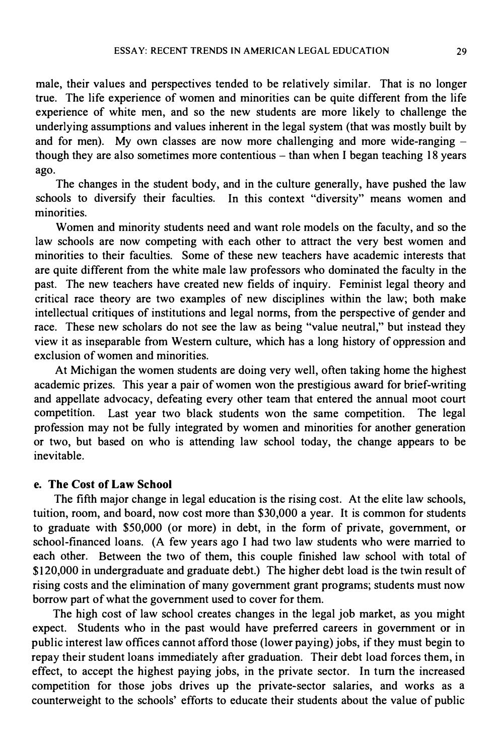male, their values and perspectives tended to be relatively similar. That is no longer true. The life experience of women and minorities can be quite different from the life experience of white men, and so the new students are more likely to challenge the underlying assumptions and values inherent in the legal system (that was mostly built by and for men). My own classes are now more challenging and more wide-ranging – though they are also sometimes more contentious – than when I began teaching 18 years ago.

The changes in the student body, and in the culture generally, have pushed the law schools to diversify their faculties. In this context "diversity" means women and minorities.

Women and minority students need and want role models on the faculty, and so the law schools are now competing with each other to attract the very best women and minorities to their faculties. Some of these new teachers have academic interests that are quite different from the white male law professors who dominated the faculty in the past. The new teachers have created new fields of inquiry. Feminist legal theory and critical race theory are two examples of new disciplines within the law; both make intellectual critiques of institutions and legal norms, from the perspective of gender and race. These new scholars do not see the law as being "value neutral," but instead they view it as inseparable from Western culture, which has a long history of oppression and exclusion of women and minorities.

At Michigan the women students are doing very well, often taking home the highest academic prizes. This year a pair of women won the prestigious award for brief-writing and appellate advocacy, defeating every other team that entered the annual moot court competition. Last year two black students won the same competition. The legal profession may not be fully integrated by women and minorities for another generation or two, but based on who is attending law school today, the change appears to be inevitable.

#### e. The Cost of Law School

The fifth major change in legal education is the rising cost. At the elite law schools, tuition, room, and board, now cost more than $30,000 a year. It is common for students to graduate with $50,000 (or more) in debt, in the form of private, government, or school-financed loans. (A few years ago I had two law students who were married to each other. Between the two of them, this couple finished law school with total of $120,000 in undergraduate and graduate debt.) The higher debt load is the twin result of rising costs and the elimination of many government grant programs; students must now borrow part of what the government used to cover for them.

The high cost of law school creates changes in the legal job market, as you might expect. Students who in the past would have preferred careers in government or in public interest law offices cannot afford those (lower paying) jobs, if they must begin to repay their student loans immediately after graduation. Their debt load forces them, in effect, to accept the highest paying jobs, in the private sector. In turn the increased competition for those jobs drives up the private-sector salaries, and works as a counterweight to the schools' efforts to educate their students about the value of public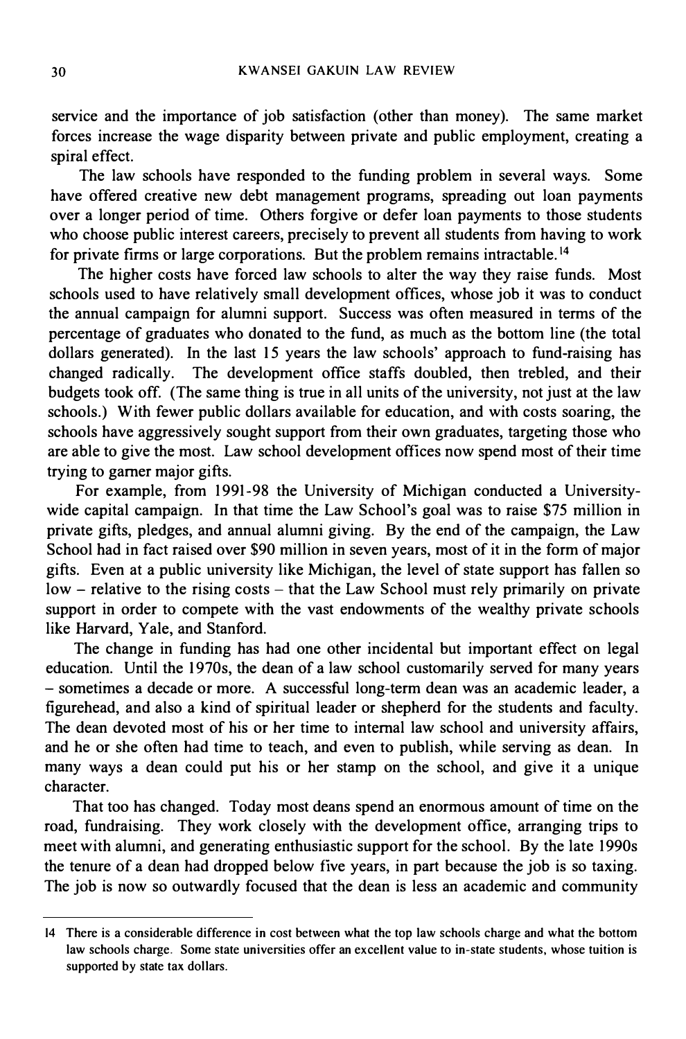service and the importance of job satisfaction (other than money). The same market forces increase the wage disparity between private and public employment, creating a spiral effect.

The law schools have responded to the funding problem in several ways. Some have offered creative new debt management programs, spreading out loan payments over a longer period of time. Others forgive or defer loan payments to those students who choose public interest careers, precisely to prevent all students from having to work for private firms or large corporations. But the problem remains intractable.[14]

The higher costs have forced law schools to alter the way they raise funds. Most schools used to have relatively small development offices, whose job it was to conduct the annual campaign for alumni support. Success was often measured in terms of the percentage of graduates who donated to the fund, as much as the bottom line (the total dollars generated). In the last 15 years the law schools' approach to fund-raising has changed radically. The development office staffs doubled, then trebled, and their budgets took off. (The same thing is true in all units of the university, not just at the law schools.) With fewer public dollars available for education, and with costs soaring, the schools have aggressively sought support from their own graduates, targeting those who are able to give the most. Law school development offices now spend most of their time trying to garner major gifts.

For example, from 1991-98 the University of Michigan conducted a University-wide capital campaign. In that time the Law School's goal was to raise $75 million in private gifts, pledges, and annual alumni giving. By the end of the campaign, the Law School had in fact raised over $90 million in seven years, most of it in the form of major gifts. Even at a public university like Michigan, the level of state support has fallen so low – relative to the rising costs – that the Law School must rely primarily on private support in order to compete with the vast endowments of the wealthy private schools like Harvard, Yale, and Stanford.

The change in funding has had one other incidental but important effect on legal education. Until the 1970s, the dean of a law school customarily served for many years – sometimes a decade or more. A successful long-term dean was an academic leader, a figurehead, and also a kind of spiritual leader or shepherd for the students and faculty. The dean devoted most of his or her time to internal law school and university affairs, and he or she often had time to teach, and even to publish, while serving as dean. In many ways a dean could put his or her stamp on the school, and give it a unique character.

That too has changed. Today most deans spend an enormous amount of time on the road, fundraising. They work closely with the development office, arranging trips to meet with alumni, and generating enthusiastic support for the school. By the late 1990s the tenure of a dean had dropped below five years, in part because the job is so taxing. The job is now so outwardly focused that the dean is less an academic and community

---

14 There is a considerable difference in cost between what the top law schools charge and what the bottom law schools charge. Some state universities offer an excellent value to in-state students, whose tuition is supported by state tax dollars.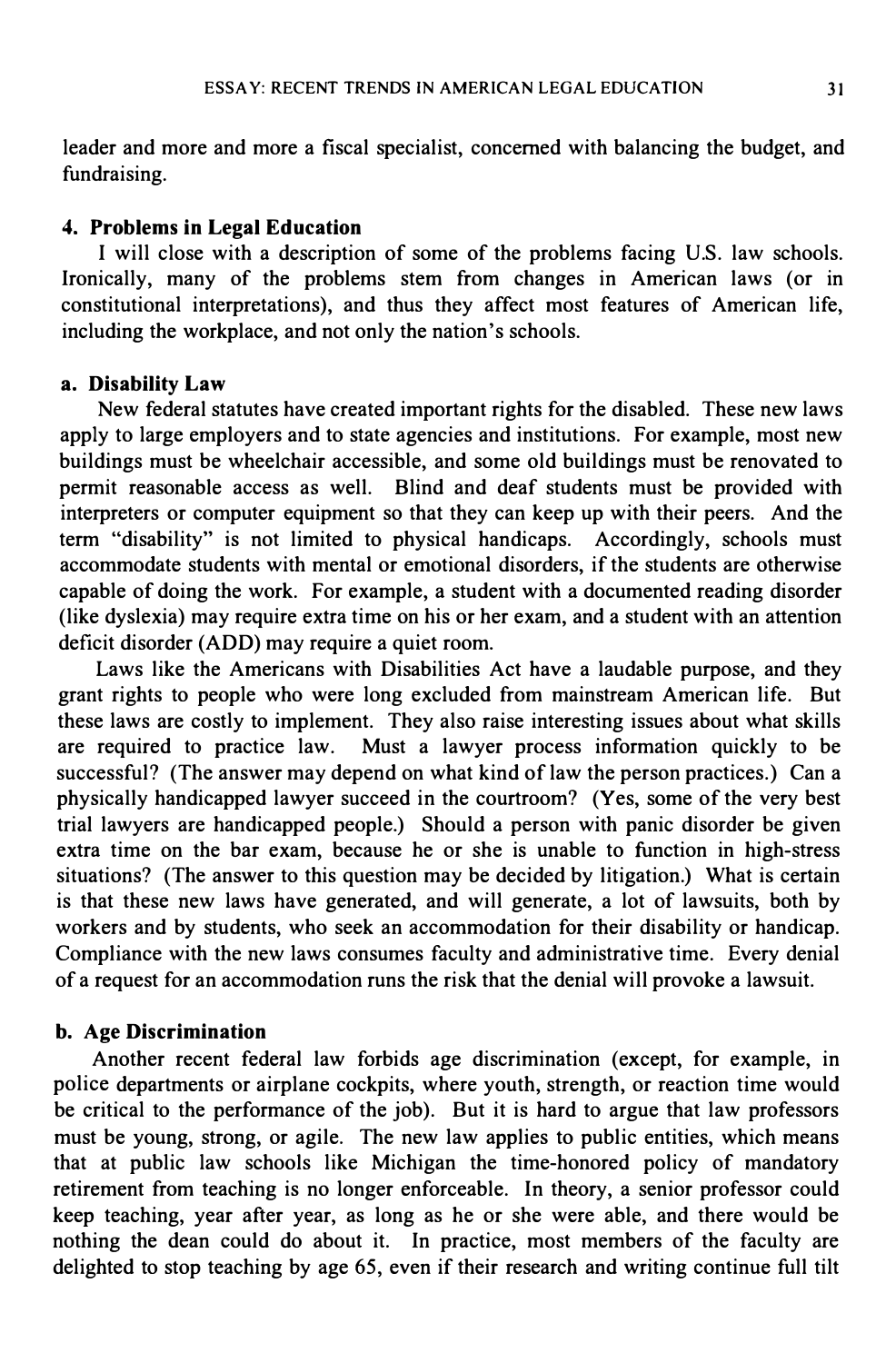leader and more and more a fiscal specialist, concerned with balancing the budget, and fundraising.

### 4. Problems in Legal Education

I will close with a description of some of the problems facing U.S. law schools. Ironically, many of the problems stem from changes in American laws (or in constitutional interpretations), and thus they affect most features of American life, including the workplace, and not only the nation's schools.

#### a. Disability Law

New federal statutes have created important rights for the disabled. These new laws apply to large employers and to state agencies and institutions. For example, most new buildings must be wheelchair accessible, and some old buildings must be renovated to permit reasonable access as well. Blind and deaf students must be provided with interpreters or computer equipment so that they can keep up with their peers. And the term "disability" is not limited to physical handicaps. Accordingly, schools must accommodate students with mental or emotional disorders, if the students are otherwise capable of doing the work. For example, a student with a documented reading disorder (like dyslexia) may require extra time on his or her exam, and a student with an attention deficit disorder (ADD) may require a quiet room.

Laws like the Americans with Disabilities Act have a laudable purpose, and they grant rights to people who were long excluded from mainstream American life. But these laws are costly to implement. They also raise interesting issues about what skills are required to practice law. Must a lawyer process information quickly to be successful? (The answer may depend on what kind of law the person practices.) Can a physically handicapped lawyer succeed in the courtroom? (Yes, some of the very best trial lawyers are handicapped people.) Should a person with panic disorder be given extra time on the bar exam, because he or she is unable to function in high-stress situations? (The answer to this question may be decided by litigation.) What is certain is that these new laws have generated, and will generate, a lot of lawsuits, both by workers and by students, who seek an accommodation for their disability or handicap. Compliance with the new laws consumes faculty and administrative time. Every denial of a request for an accommodation runs the risk that the denial will provoke a lawsuit.

#### b. Age Discrimination

Another recent federal law forbids age discrimination (except, for example, in police departments or airplane cockpits, where youth, strength, or reaction time would be critical to the performance of the job). But it is hard to argue that law professors must be young, strong, or agile. The new law applies to public entities, which means that at public law schools like Michigan the time-honored policy of mandatory retirement from teaching is no longer enforceable. In theory, a senior professor could keep teaching, year after year, as long as he or she were able, and there would be nothing the dean could do about it. In practice, most members of the faculty are delighted to stop teaching by age 65, even if their research and writing continue full tilt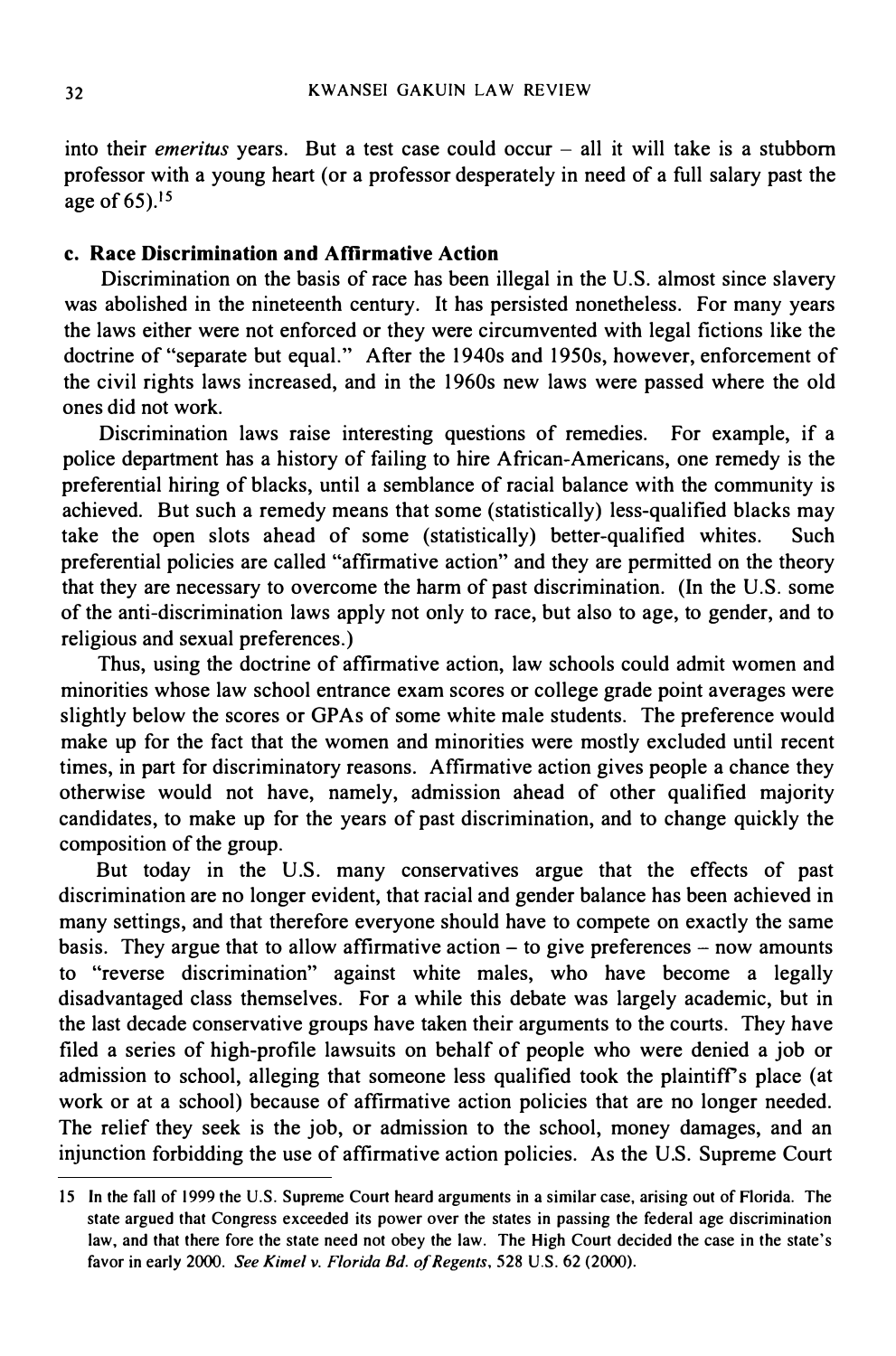into their *emeritus* years. But a test case could occur – all it will take is a stubborn professor with a young heart (or a professor desperately in need of a full salary past the age of 65).[15]

### c. Race Discrimination and Affirmative Action

Discrimination on the basis of race has been illegal in the U.S. almost since slavery was abolished in the nineteenth century. It has persisted nonetheless. For many years the laws either were not enforced or they were circumvented with legal fictions like the doctrine of "separate but equal." After the 1940s and 1950s, however, enforcement of the civil rights laws increased, and in the 1960s new laws were passed where the old ones did not work.

Discrimination laws raise interesting questions of remedies. For example, if a police department has a history of failing to hire African-Americans, one remedy is the preferential hiring of blacks, until a semblance of racial balance with the community is achieved. But such a remedy means that some (statistically) less-qualified blacks may take the open slots ahead of some (statistically) better-qualified whites. Such preferential policies are called "affirmative action" and they are permitted on the theory that they are necessary to overcome the harm of past discrimination. (In the U.S. some of the anti-discrimination laws apply not only to race, but also to age, to gender, and to religious and sexual preferences.)

Thus, using the doctrine of affirmative action, law schools could admit women and minorities whose law school entrance exam scores or college grade point averages were slightly below the scores or GPAs of some white male students. The preference would make up for the fact that the women and minorities were mostly excluded until recent times, in part for discriminatory reasons. Affirmative action gives people a chance they otherwise would not have, namely, admission ahead of other qualified majority candidates, to make up for the years of past discrimination, and to change quickly the composition of the group.

But today in the U.S. many conservatives argue that the effects of past discrimination are no longer evident, that racial and gender balance has been achieved in many settings, and that therefore everyone should have to compete on exactly the same basis. They argue that to allow affirmative action – to give preferences – now amounts to "reverse discrimination" against white males, who have become a legally disadvantaged class themselves. For a while this debate was largely academic, but in the last decade conservative groups have taken their arguments to the courts. They have filed a series of high-profile lawsuits on behalf of people who were denied a job or admission to school, alleging that someone less qualified took the plaintiff's place (at work or at a school) because of affirmative action policies that are no longer needed. The relief they seek is the job, or admission to the school, money damages, and an injunction forbidding the use of affirmative action policies. As the U.S. Supreme Court

---

15 In the fall of 1999 the U.S. Supreme Court heard arguments in a similar case, arising out of Florida. The state argued that Congress exceeded its power over the states in passing the federal age discrimination law, and that there fore the state need not obey the law. The High Court decided the case in the state's favor in early 2000. *See Kimel v. Florida Bd. of Regents*, 528 U.S. 62 (2000).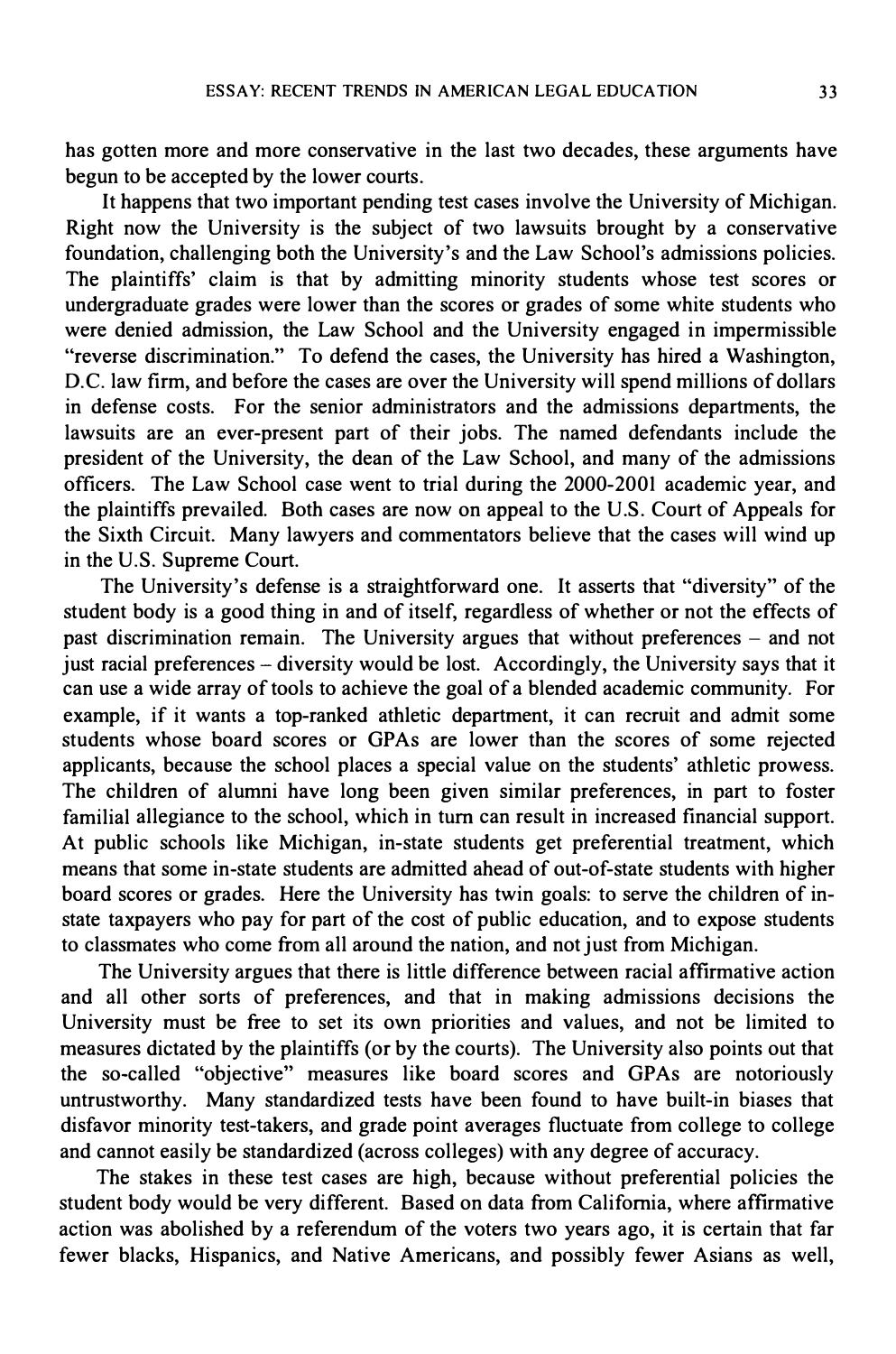has gotten more and more conservative in the last two decades, these arguments have begun to be accepted by the lower courts.

It happens that two important pending test cases involve the University of Michigan. Right now the University is the subject of two lawsuits brought by a conservative foundation, challenging both the University's and the Law School's admissions policies. The plaintiffs' claim is that by admitting minority students whose test scores or undergraduate grades were lower than the scores or grades of some white students who were denied admission, the Law School and the University engaged in impermissible "reverse discrimination." To defend the cases, the University has hired a Washington, D.C. law firm, and before the cases are over the University will spend millions of dollars in defense costs. For the senior administrators and the admissions departments, the lawsuits are an ever-present part of their jobs. The named defendants include the president of the University, the dean of the Law School, and many of the admissions officers. The Law School case went to trial during the 2000-2001 academic year, and the plaintiffs prevailed. Both cases are now on appeal to the U.S. Court of Appeals for the Sixth Circuit. Many lawyers and commentators believe that the cases will wind up in the U.S. Supreme Court.

The University's defense is a straightforward one. It asserts that "diversity" of the student body is a good thing in and of itself, regardless of whether or not the effects of past discrimination remain. The University argues that without preferences – and not just racial preferences – diversity would be lost. Accordingly, the University says that it can use a wide array of tools to achieve the goal of a blended academic community. For example, if it wants a top-ranked athletic department, it can recruit and admit some students whose board scores or GPAs are lower than the scores of some rejected applicants, because the school places a special value on the students' athletic prowess. The children of alumni have long been given similar preferences, in part to foster familial allegiance to the school, which in turn can result in increased financial support. At public schools like Michigan, in-state students get preferential treatment, which means that some in-state students are admitted ahead of out-of-state students with higher board scores or grades. Here the University has twin goals: to serve the children of in-state taxpayers who pay for part of the cost of public education, and to expose students to classmates who come from all around the nation, and not just from Michigan.

The University argues that there is little difference between racial affirmative action and all other sorts of preferences, and that in making admissions decisions the University must be free to set its own priorities and values, and not be limited to measures dictated by the plaintiffs (or by the courts). The University also points out that the so-called "objective" measures like board scores and GPAs are notoriously untrustworthy. Many standardized tests have been found to have built-in biases that disfavor minority test-takers, and grade point averages fluctuate from college to college and cannot easily be standardized (across colleges) with any degree of accuracy.

The stakes in these test cases are high, because without preferential policies the student body would be very different. Based on data from California, where affirmative action was abolished by a referendum of the voters two years ago, it is certain that far fewer blacks, Hispanics, and Native Americans, and possibly fewer Asians as well,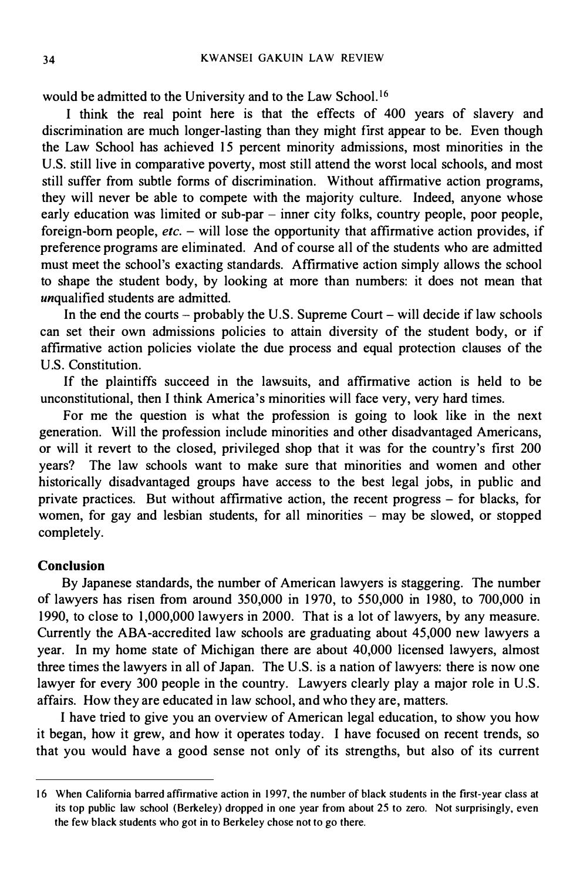would be admitted to the University and to the Law School.[16]

I think the real point here is that the effects of 400 years of slavery and discrimination are much longer-lasting than they might first appear to be. Even though the Law School has achieved 15 percent minority admissions, most minorities in the U.S. still live in comparative poverty, most still attend the worst local schools, and most still suffer from subtle forms of discrimination. Without affirmative action programs, they will never be able to compete with the majority culture. Indeed, anyone whose early education was limited or sub-par – inner city folks, country people, poor people, foreign-born people, *etc.* – will lose the opportunity that affirmative action provides, if preference programs are eliminated. And of course all of the students who are admitted must meet the school's exacting standards. Affirmative action simply allows the school to shape the student body, by looking at more than numbers: it does not mean that *un*qualified students are admitted.

In the end the courts – probably the U.S. Supreme Court – will decide if law schools can set their own admissions policies to attain diversity of the student body, or if affirmative action policies violate the due process and equal protection clauses of the U.S. Constitution.

If the plaintiffs succeed in the lawsuits, and affirmative action is held to be unconstitutional, then I think America's minorities will face very, very hard times.

For me the question is what the profession is going to look like in the next generation. Will the profession include minorities and other disadvantaged Americans, or will it revert to the closed, privileged shop that it was for the country's first 200 years? The law schools want to make sure that minorities and women and other historically disadvantaged groups have access to the best legal jobs, in public and private practices. But without affirmative action, the recent progress – for blacks, for women, for gay and lesbian students, for all minorities – may be slowed, or stopped completely.

**Conclusion**

By Japanese standards, the number of American lawyers is staggering. The number of lawyers has risen from around 350,000 in 1970, to 550,000 in 1980, to 700,000 in 1990, to close to 1,000,000 lawyers in 2000. That is a lot of lawyers, by any measure. Currently the ABA-accredited law schools are graduating about 45,000 new lawyers a year. In my home state of Michigan there are about 40,000 licensed lawyers, almost three times the lawyers in all of Japan. The U.S. is a nation of lawyers: there is now one lawyer for every 300 people in the country. Lawyers clearly play a major role in U.S. affairs. How they are educated in law school, and who they are, matters.

I have tried to give you an overview of American legal education, to show you how it began, how it grew, and how it operates today. I have focused on recent trends, so that you would have a good sense not only of its strengths, but also of its current

---

16 When California barred affirmative action in 1997, the number of black students in the first-year class at its top public law school (Berkeley) dropped in one year from about 25 to zero. Not surprisingly, even the few black students who got in to Berkeley chose not to go there.